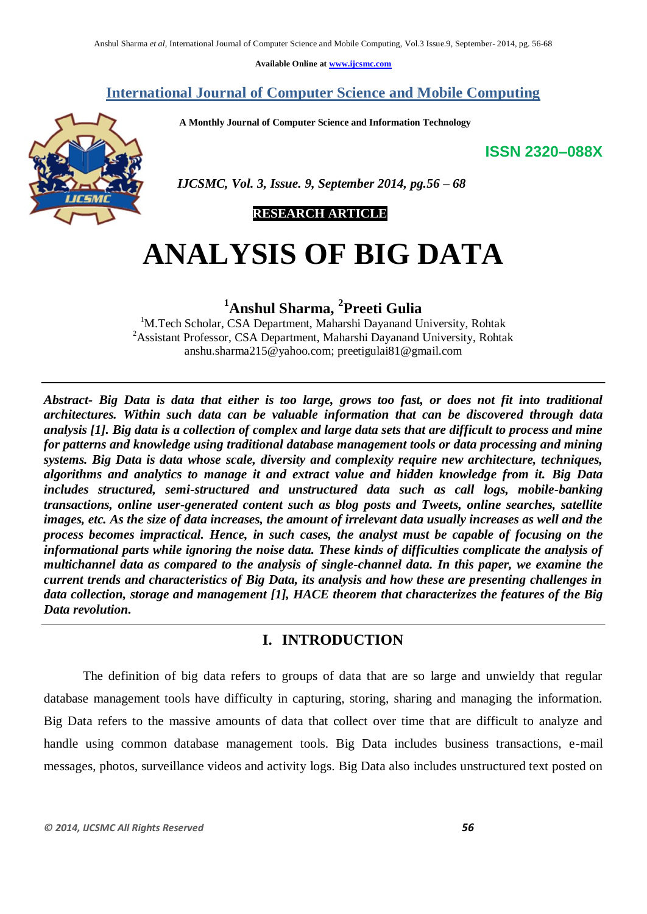Available Online at www.ijcsmc.com

# International Journal of Computer Science and Mobile Computing

A Monthly Journal of Computer Science and Information Technology

**ISSN 2320–088X**

*IJCSMC, Vol. 3, Issue. 9, September 2014, pg.56 – 68*

**RESEARCH ARTICLE**

# ANALYSIS OF BIG DATA

**[1]Anshul Sharma, [2]Preeti Gulia**

[1]M.Tech Scholar, CSA Department, Maharshi Dayanand University, Rohtak
[2]Assistant Professor, CSA Department, Maharshi Dayanand University, Rohtak
anshu.sharma215@yahoo.com; preetigulai81@gmail.com

***Abstract- Big Data is data that either is too large, grows too fast, or does not fit into traditional architectures. Within such data can be valuable information that can be discovered through data analysis [1]. Big data is a collection of complex and large data sets that are difficult to process and mine for patterns and knowledge using traditional database management tools or data processing and mining systems. Big Data is data whose scale, diversity and complexity require new architecture, techniques, algorithms and analytics to manage it and extract value and hidden knowledge from it. Big Data includes structured, semi-structured and unstructured data such as call logs, mobile-banking transactions, online user-generated content such as blog posts and Tweets, online searches, satellite images, etc. As the size of data increases, the amount of irrelevant data usually increases as well and the process becomes impractical. Hence, in such cases, the analyst must be capable of focusing on the informational parts while ignoring the noise data. These kinds of difficulties complicate the analysis of multichannel data as compared to the analysis of single-channel data. In this paper, we examine the current trends and characteristics of Big Data, its analysis and how these are presenting challenges in data collection, storage and management [1], HACE theorem that characterizes the features of the Big Data revolution.***

## I. INTRODUCTION

The definition of big data refers to groups of data that are so large and unwieldy that regular database management tools have difficulty in capturing, storing, sharing and managing the information. Big Data refers to the massive amounts of data that collect over time that are difficult to analyze and handle using common database management tools. Big Data includes business transactions, e-mail messages, photos, surveillance videos and activity logs. Big Data also includes unstructured text posted on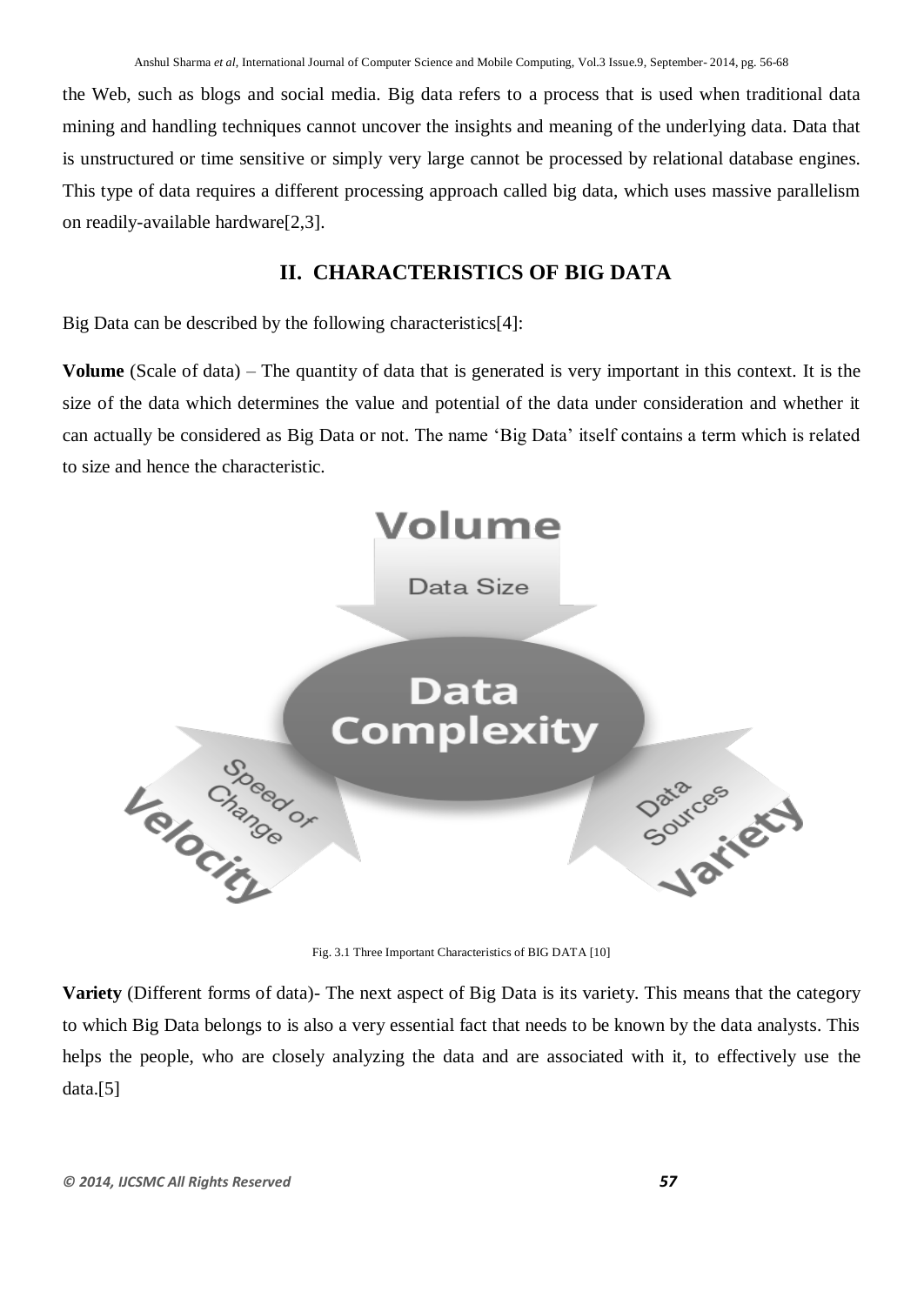the Web, such as blogs and social media. Big data refers to a process that is used when traditional data mining and handling techniques cannot uncover the insights and meaning of the underlying data. Data that is unstructured or time sensitive or simply very large cannot be processed by relational database engines. This type of data requires a different processing approach called big data, which uses massive parallelism on readily-available hardware[2,3].

## II. CHARACTERISTICS OF BIG DATA

Big Data can be described by the following characteristics[4]:

**Volume** (Scale of data) – The quantity of data that is generated is very important in this context. It is the size of the data which determines the value and potential of the data under consideration and whether it can actually be considered as Big Data or not. The name 'Big Data' itself contains a term which is related to size and hence the characteristic.

Fig. 3.1 Three Important Characteristics of BIG DATA [10]

**Variety** (Different forms of data)- The next aspect of Big Data is its variety. This means that the category to which Big Data belongs to is also a very essential fact that needs to be known by the data analysts. This helps the people, who are closely analyzing the data and are associated with it, to effectively use the data.[5]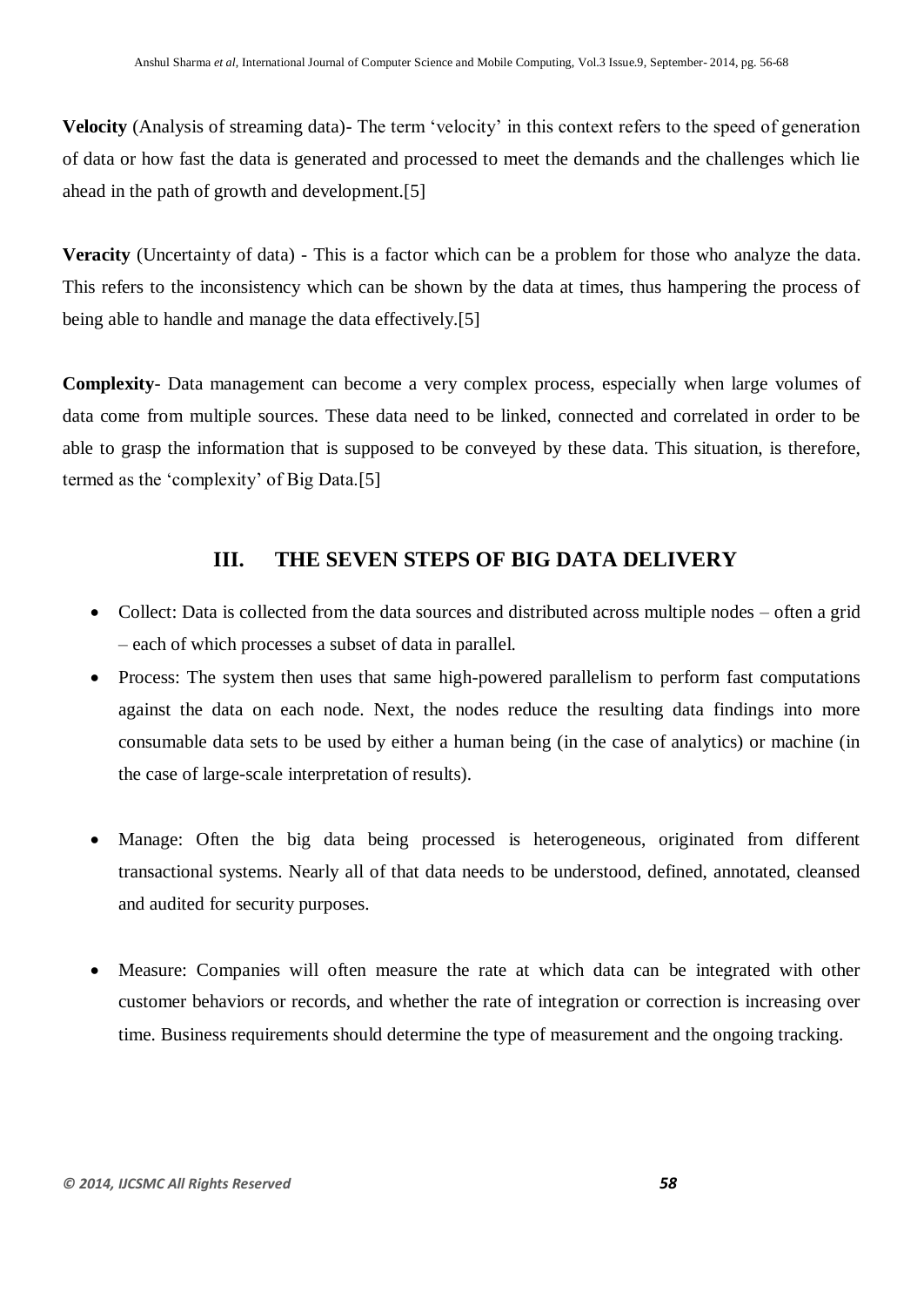**Velocity** (Analysis of streaming data)- The term 'velocity' in this context refers to the speed of generation of data or how fast the data is generated and processed to meet the demands and the challenges which lie ahead in the path of growth and development.[5]

**Veracity** (Uncertainty of data) - This is a factor which can be a problem for those who analyze the data. This refers to the inconsistency which can be shown by the data at times, thus hampering the process of being able to handle and manage the data effectively.[5]

**Complexity**- Data management can become a very complex process, especially when large volumes of data come from multiple sources. These data need to be linked, connected and correlated in order to be able to grasp the information that is supposed to be conveyed by these data. This situation, is therefore, termed as the 'complexity' of Big Data.[5]

## III. THE SEVEN STEPS OF BIG DATA DELIVERY

- Collect: Data is collected from the data sources and distributed across multiple nodes – often a grid – each of which processes a subset of data in parallel.
- Process: The system then uses that same high-powered parallelism to perform fast computations against the data on each node. Next, the nodes reduce the resulting data findings into more consumable data sets to be used by either a human being (in the case of analytics) or machine (in the case of large-scale interpretation of results).
- Manage: Often the big data being processed is heterogeneous, originated from different transactional systems. Nearly all of that data needs to be understood, defined, annotated, cleansed and audited for security purposes.
- Measure: Companies will often measure the rate at which data can be integrated with other customer behaviors or records, and whether the rate of integration or correction is increasing over time. Business requirements should determine the type of measurement and the ongoing tracking.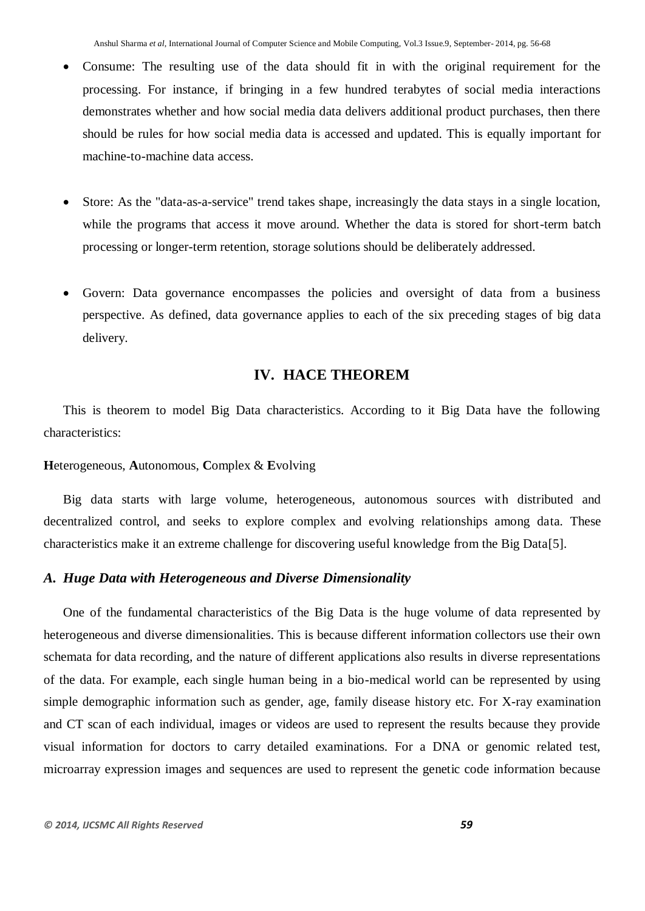- Consume: The resulting use of the data should fit in with the original requirement for the processing. For instance, if bringing in a few hundred terabytes of social media interactions demonstrates whether and how social media data delivers additional product purchases, then there should be rules for how social media data is accessed and updated. This is equally important for machine-to-machine data access.

- Store: As the "data-as-a-service" trend takes shape, increasingly the data stays in a single location, while the programs that access it move around. Whether the data is stored for short-term batch processing or longer-term retention, storage solutions should be deliberately addressed.

- Govern: Data governance encompasses the policies and oversight of data from a business perspective. As defined, data governance applies to each of the six preceding stages of big data delivery.

## IV. HACE THEOREM

This is theorem to model Big Data characteristics. According to it Big Data have the following characteristics:

**H**eterogeneous, **A**utonomous, **C**omplex & **E**volving

Big data starts with large volume, heterogeneous, autonomous sources with distributed and decentralized control, and seeks to explore complex and evolving relationships among data. These characteristics make it an extreme challenge for discovering useful knowledge from the Big Data[5].

### *A. Huge Data with Heterogeneous and Diverse Dimensionality*

One of the fundamental characteristics of the Big Data is the huge volume of data represented by heterogeneous and diverse dimensionalities. This is because different information collectors use their own schemata for data recording, and the nature of different applications also results in diverse representations of the data. For example, each single human being in a bio-medical world can be represented by using simple demographic information such as gender, age, family disease history etc. For X-ray examination and CT scan of each individual, images or videos are used to represent the results because they provide visual information for doctors to carry detailed examinations. For a DNA or genomic related test, microarray expression images and sequences are used to represent the genetic code information because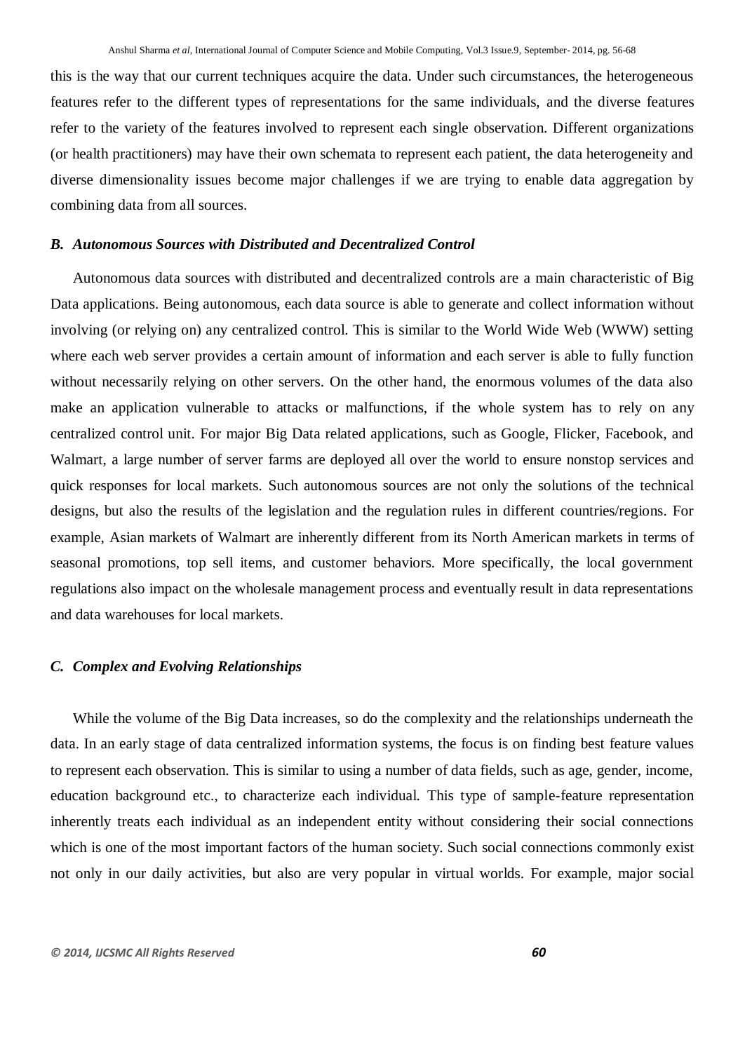this is the way that our current techniques acquire the data. Under such circumstances, the heterogeneous features refer to the different types of representations for the same individuals, and the diverse features refer to the variety of the features involved to represent each single observation. Different organizations (or health practitioners) may have their own schemata to represent each patient, the data heterogeneity and diverse dimensionality issues become major challenges if we are trying to enable data aggregation by combining data from all sources.

### *B. Autonomous Sources with Distributed and Decentralized Control*

Autonomous data sources with distributed and decentralized controls are a main characteristic of Big Data applications. Being autonomous, each data source is able to generate and collect information without involving (or relying on) any centralized control. This is similar to the World Wide Web (WWW) setting where each web server provides a certain amount of information and each server is able to fully function without necessarily relying on other servers. On the other hand, the enormous volumes of the data also make an application vulnerable to attacks or malfunctions, if the whole system has to rely on any centralized control unit. For major Big Data related applications, such as Google, Flicker, Facebook, and Walmart, a large number of server farms are deployed all over the world to ensure nonstop services and quick responses for local markets. Such autonomous sources are not only the solutions of the technical designs, but also the results of the legislation and the regulation rules in different countries/regions. For example, Asian markets of Walmart are inherently different from its North American markets in terms of seasonal promotions, top sell items, and customer behaviors. More specifically, the local government regulations also impact on the wholesale management process and eventually result in data representations and data warehouses for local markets.

### *C. Complex and Evolving Relationships*

While the volume of the Big Data increases, so do the complexity and the relationships underneath the data. In an early stage of data centralized information systems, the focus is on finding best feature values to represent each observation. This is similar to using a number of data fields, such as age, gender, income, education background etc., to characterize each individual. This type of sample-feature representation inherently treats each individual as an independent entity without considering their social connections which is one of the most important factors of the human society. Such social connections commonly exist not only in our daily activities, but also are very popular in virtual worlds. For example, major social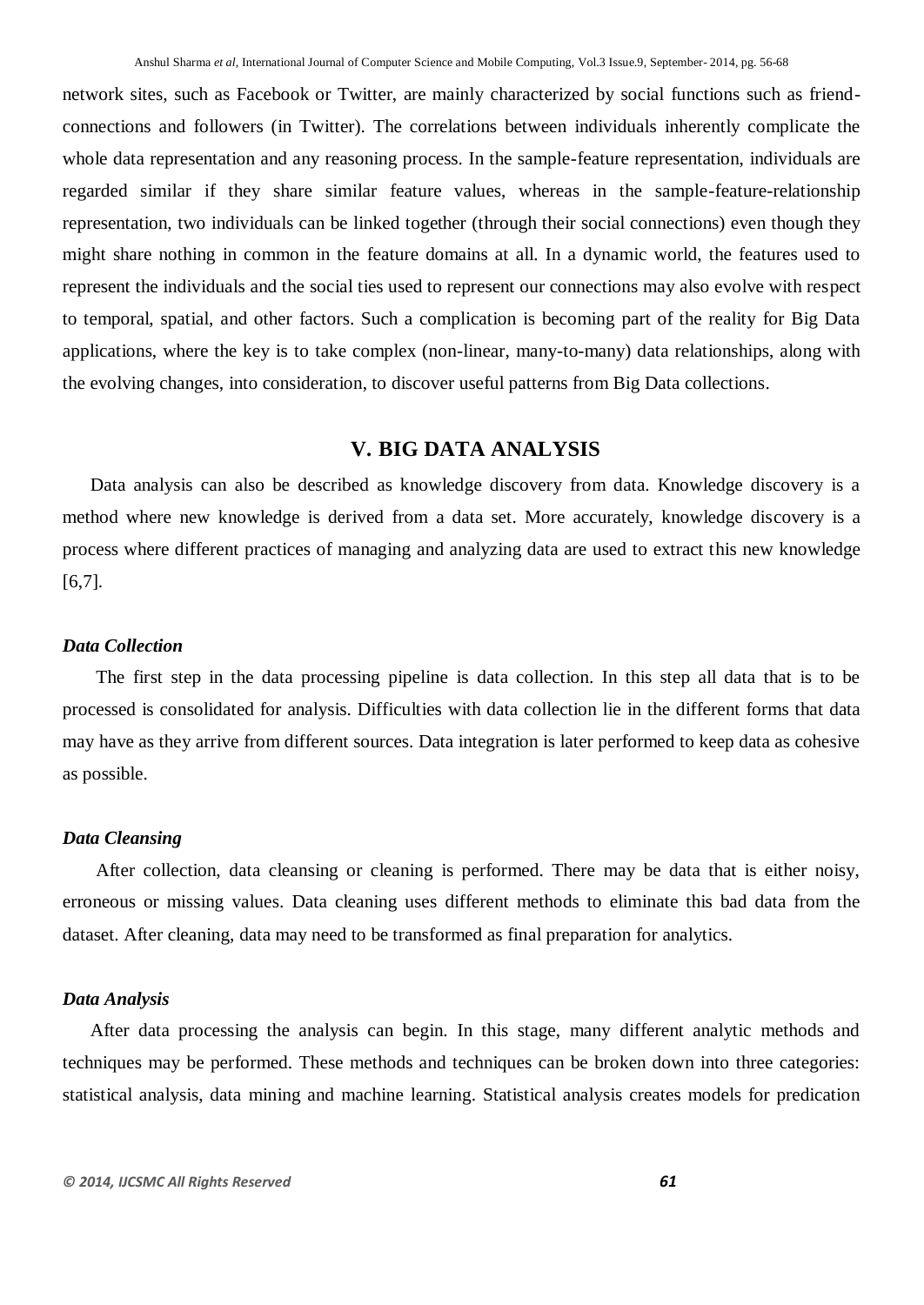network sites, such as Facebook or Twitter, are mainly characterized by social functions such as friend-connections and followers (in Twitter). The correlations between individuals inherently complicate the whole data representation and any reasoning process. In the sample-feature representation, individuals are regarded similar if they share similar feature values, whereas in the sample-feature-relationship representation, two individuals can be linked together (through their social connections) even though they might share nothing in common in the feature domains at all. In a dynamic world, the features used to represent the individuals and the social ties used to represent our connections may also evolve with respect to temporal, spatial, and other factors. Such a complication is becoming part of the reality for Big Data applications, where the key is to take complex (non-linear, many-to-many) data relationships, along with the evolving changes, into consideration, to discover useful patterns from Big Data collections.

## V. BIG DATA ANALYSIS

Data analysis can also be described as knowledge discovery from data. Knowledge discovery is a method where new knowledge is derived from a data set. More accurately, knowledge discovery is a process where different practices of managing and analyzing data are used to extract this new knowledge [6,7].

### *Data Collection*

The first step in the data processing pipeline is data collection. In this step all data that is to be processed is consolidated for analysis. Difficulties with data collection lie in the different forms that data may have as they arrive from different sources. Data integration is later performed to keep data as cohesive as possible.

### *Data Cleansing*

After collection, data cleansing or cleaning is performed. There may be data that is either noisy, erroneous or missing values. Data cleaning uses different methods to eliminate this bad data from the dataset. After cleaning, data may need to be transformed as final preparation for analytics.

### *Data Analysis*

After data processing the analysis can begin. In this stage, many different analytic methods and techniques may be performed. These methods and techniques can be broken down into three categories: statistical analysis, data mining and machine learning. Statistical analysis creates models for predication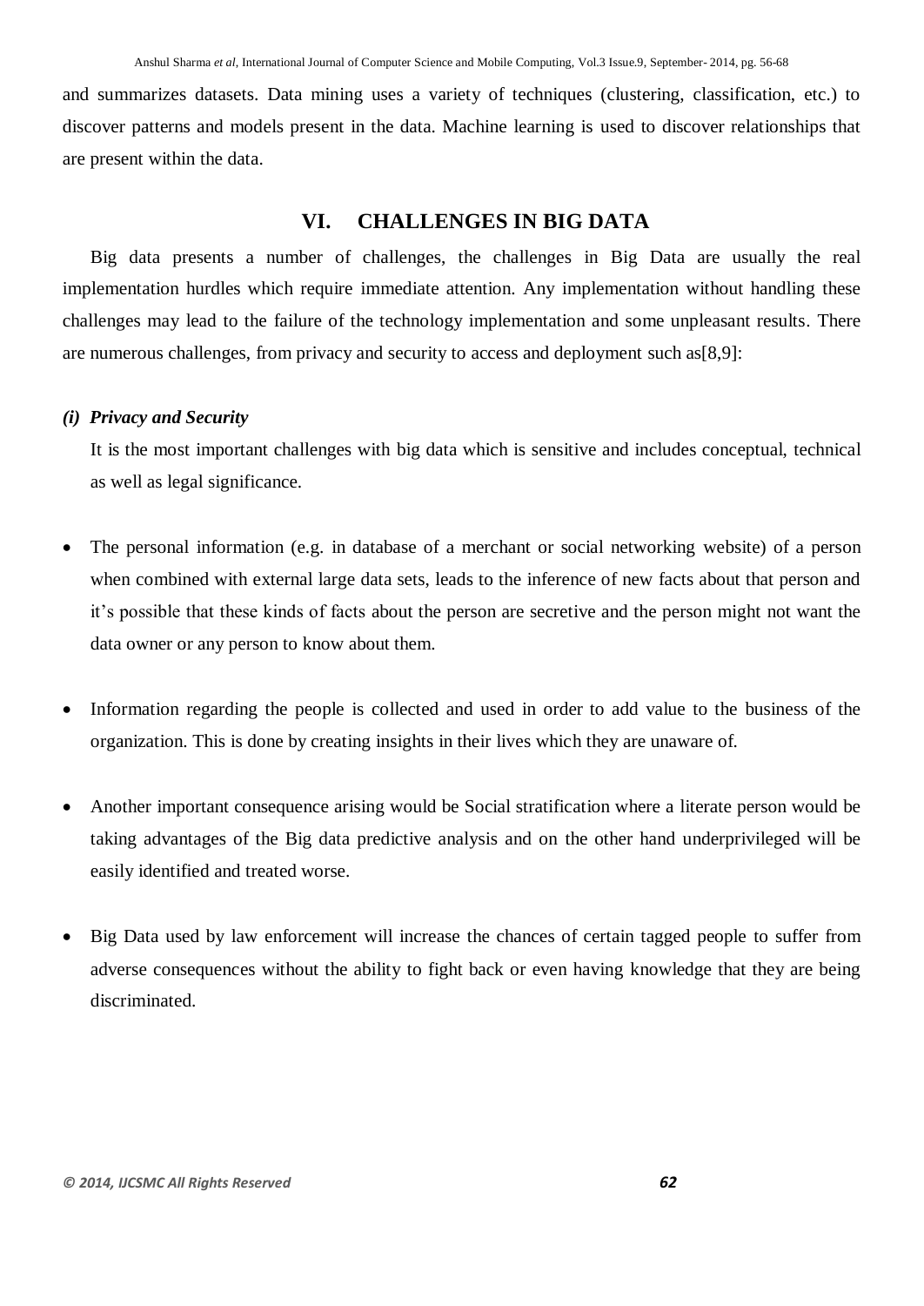and summarizes datasets. Data mining uses a variety of techniques (clustering, classification, etc.) to discover patterns and models present in the data. Machine learning is used to discover relationships that are present within the data.

## VI. CHALLENGES IN BIG DATA

Big data presents a number of challenges, the challenges in Big Data are usually the real implementation hurdles which require immediate attention. Any implementation without handling these challenges may lead to the failure of the technology implementation and some unpleasant results. There are numerous challenges, from privacy and security to access and deployment such as[8,9]:

### *(i) Privacy and Security*

It is the most important challenges with big data which is sensitive and includes conceptual, technical as well as legal significance.

- The personal information (e.g. in database of a merchant or social networking website) of a person when combined with external large data sets, leads to the inference of new facts about that person and it's possible that these kinds of facts about the person are secretive and the person might not want the data owner or any person to know about them.

- Information regarding the people is collected and used in order to add value to the business of the organization. This is done by creating insights in their lives which they are unaware of.

- Another important consequence arising would be Social stratification where a literate person would be taking advantages of the Big data predictive analysis and on the other hand underprivileged will be easily identified and treated worse.

- Big Data used by law enforcement will increase the chances of certain tagged people to suffer from adverse consequences without the ability to fight back or even having knowledge that they are being discriminated.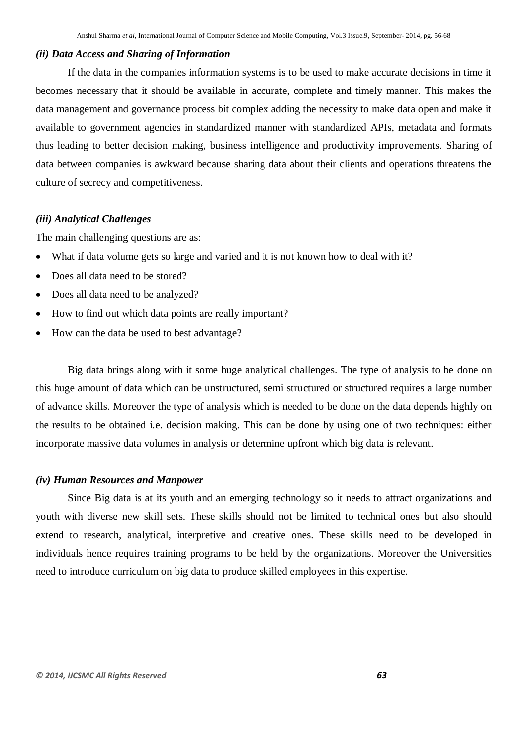***(ii) Data Access and Sharing of Information***

If the data in the companies information systems is to be used to make accurate decisions in time it becomes necessary that it should be available in accurate, complete and timely manner. This makes the data management and governance process bit complex adding the necessity to make data open and make it available to government agencies in standardized manner with standardized APIs, metadata and formats thus leading to better decision making, business intelligence and productivity improvements. Sharing of data between companies is awkward because sharing data about their clients and operations threatens the culture of secrecy and competitiveness.

***(iii) Analytical Challenges***

The main challenging questions are as:

- What if data volume gets so large and varied and it is not known how to deal with it?
- Does all data need to be stored?
- Does all data need to be analyzed?
- How to find out which data points are really important?
- How can the data be used to best advantage?

Big data brings along with it some huge analytical challenges. The type of analysis to be done on this huge amount of data which can be unstructured, semi structured or structured requires a large number of advance skills. Moreover the type of analysis which is needed to be done on the data depends highly on the results to be obtained i.e. decision making. This can be done by using one of two techniques: either incorporate massive data volumes in analysis or determine upfront which big data is relevant.

***(iv) Human Resources and Manpower***

Since Big data is at its youth and an emerging technology so it needs to attract organizations and youth with diverse new skill sets. These skills should not be limited to technical ones but also should extend to research, analytical, interpretive and creative ones. These skills need to be developed in individuals hence requires training programs to be held by the organizations. Moreover the Universities need to introduce curriculum on big data to produce skilled employees in this expertise.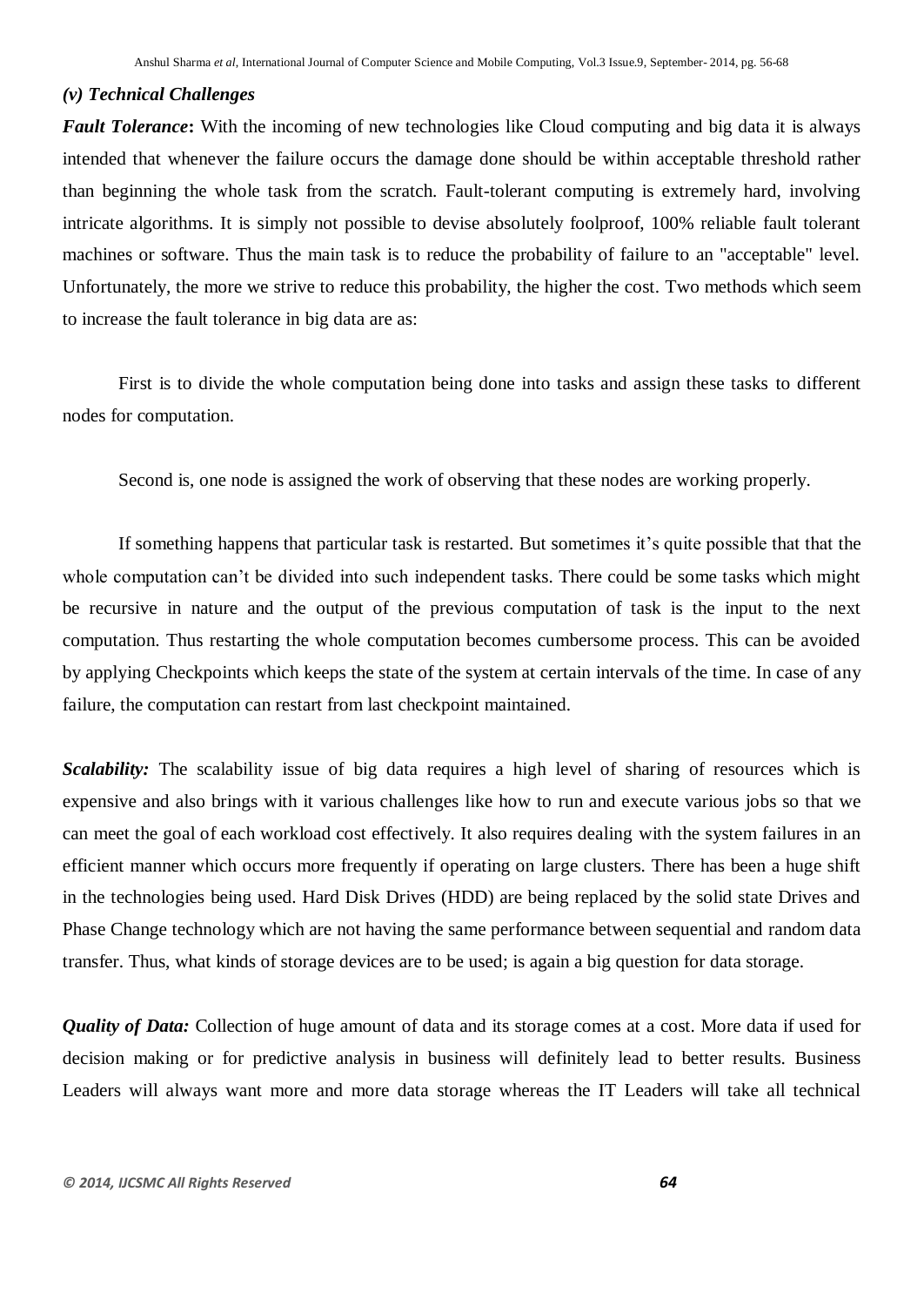### *(v) Technical Challenges*

***Fault Tolerance*:** With the incoming of new technologies like Cloud computing and big data it is always intended that whenever the failure occurs the damage done should be within acceptable threshold rather than beginning the whole task from the scratch. Fault-tolerant computing is extremely hard, involving intricate algorithms. It is simply not possible to devise absolutely foolproof, 100% reliable fault tolerant machines or software. Thus the main task is to reduce the probability of failure to an "acceptable" level. Unfortunately, the more we strive to reduce this probability, the higher the cost. Two methods which seem to increase the fault tolerance in big data are as:

First is to divide the whole computation being done into tasks and assign these tasks to different nodes for computation.

Second is, one node is assigned the work of observing that these nodes are working properly.

If something happens that particular task is restarted. But sometimes it's quite possible that that the whole computation can't be divided into such independent tasks. There could be some tasks which might be recursive in nature and the output of the previous computation of task is the input to the next computation. Thus restarting the whole computation becomes cumbersome process. This can be avoided by applying Checkpoints which keeps the state of the system at certain intervals of the time. In case of any failure, the computation can restart from last checkpoint maintained.

***Scalability:*** The scalability issue of big data requires a high level of sharing of resources which is expensive and also brings with it various challenges like how to run and execute various jobs so that we can meet the goal of each workload cost effectively. It also requires dealing with the system failures in an efficient manner which occurs more frequently if operating on large clusters. There has been a huge shift in the technologies being used. Hard Disk Drives (HDD) are being replaced by the solid state Drives and Phase Change technology which are not having the same performance between sequential and random data transfer. Thus, what kinds of storage devices are to be used; is again a big question for data storage.

***Quality of Data:*** Collection of huge amount of data and its storage comes at a cost. More data if used for decision making or for predictive analysis in business will definitely lead to better results. Business Leaders will always want more and more data storage whereas the IT Leaders will take all technical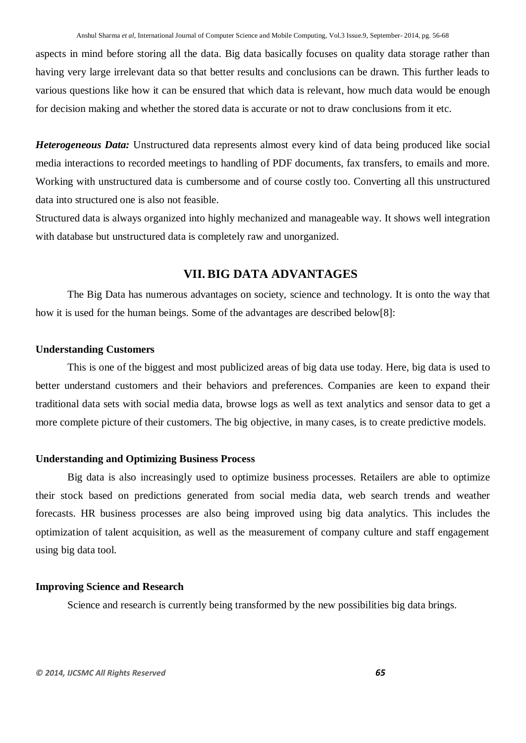aspects in mind before storing all the data. Big data basically focuses on quality data storage rather than having very large irrelevant data so that better results and conclusions can be drawn. This further leads to various questions like how it can be ensured that which data is relevant, how much data would be enough for decision making and whether the stored data is accurate or not to draw conclusions from it etc.

***Heterogeneous Data:*** Unstructured data represents almost every kind of data being produced like social media interactions to recorded meetings to handling of PDF documents, fax transfers, to emails and more. Working with unstructured data is cumbersome and of course costly too. Converting all this unstructured data into structured one is also not feasible.

Structured data is always organized into highly mechanized and manageable way. It shows well integration with database but unstructured data is completely raw and unorganized.

## VII. BIG DATA ADVANTAGES

The Big Data has numerous advantages on society, science and technology. It is onto the way that how it is used for the human beings. Some of the advantages are described below[8]:

**Understanding Customers**

This is one of the biggest and most publicized areas of big data use today. Here, big data is used to better understand customers and their behaviors and preferences. Companies are keen to expand their traditional data sets with social media data, browse logs as well as text analytics and sensor data to get a more complete picture of their customers. The big objective, in many cases, is to create predictive models.

**Understanding and Optimizing Business Process**

Big data is also increasingly used to optimize business processes. Retailers are able to optimize their stock based on predictions generated from social media data, web search trends and weather forecasts. HR business processes are also being improved using big data analytics. This includes the optimization of talent acquisition, as well as the measurement of company culture and staff engagement using big data tool.

**Improving Science and Research**

Science and research is currently being transformed by the new possibilities big data brings.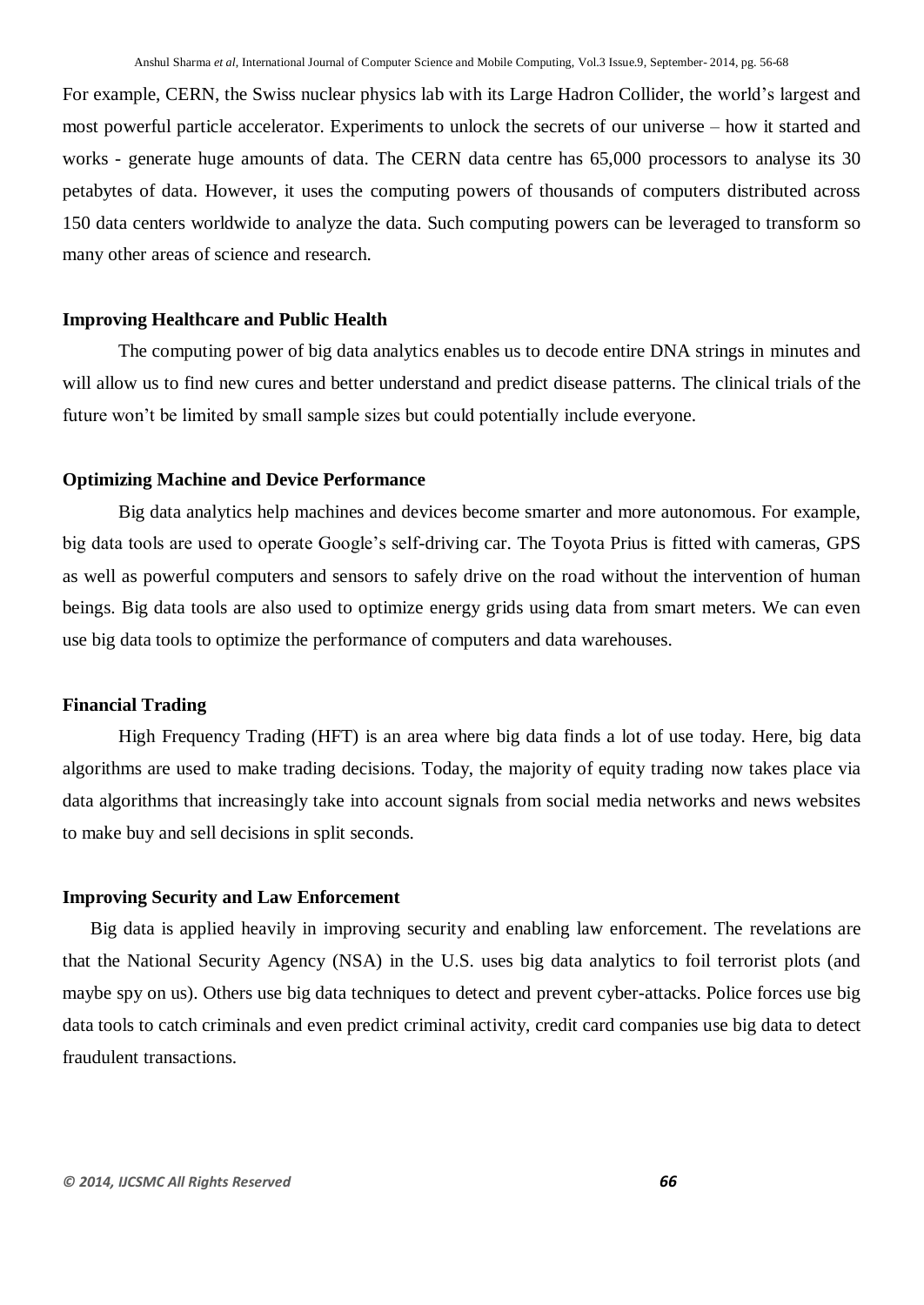For example, CERN, the Swiss nuclear physics lab with its Large Hadron Collider, the world's largest and most powerful particle accelerator. Experiments to unlock the secrets of our universe – how it started and works - generate huge amounts of data. The CERN data centre has 65,000 processors to analyse its 30 petabytes of data. However, it uses the computing powers of thousands of computers distributed across 150 data centers worldwide to analyze the data. Such computing powers can be leveraged to transform so many other areas of science and research.

**Improving Healthcare and Public Health**

The computing power of big data analytics enables us to decode entire DNA strings in minutes and will allow us to find new cures and better understand and predict disease patterns. The clinical trials of the future won't be limited by small sample sizes but could potentially include everyone.

**Optimizing Machine and Device Performance**

Big data analytics help machines and devices become smarter and more autonomous. For example, big data tools are used to operate Google's self-driving car. The Toyota Prius is fitted with cameras, GPS as well as powerful computers and sensors to safely drive on the road without the intervention of human beings. Big data tools are also used to optimize energy grids using data from smart meters. We can even use big data tools to optimize the performance of computers and data warehouses.

**Financial Trading**

High Frequency Trading (HFT) is an area where big data finds a lot of use today. Here, big data algorithms are used to make trading decisions. Today, the majority of equity trading now takes place via data algorithms that increasingly take into account signals from social media networks and news websites to make buy and sell decisions in split seconds.

**Improving Security and Law Enforcement**

Big data is applied heavily in improving security and enabling law enforcement. The revelations are that the National Security Agency (NSA) in the U.S. uses big data analytics to foil terrorist plots (and maybe spy on us). Others use big data techniques to detect and prevent cyber-attacks. Police forces use big data tools to catch criminals and even predict criminal activity, credit card companies use big data to detect fraudulent transactions.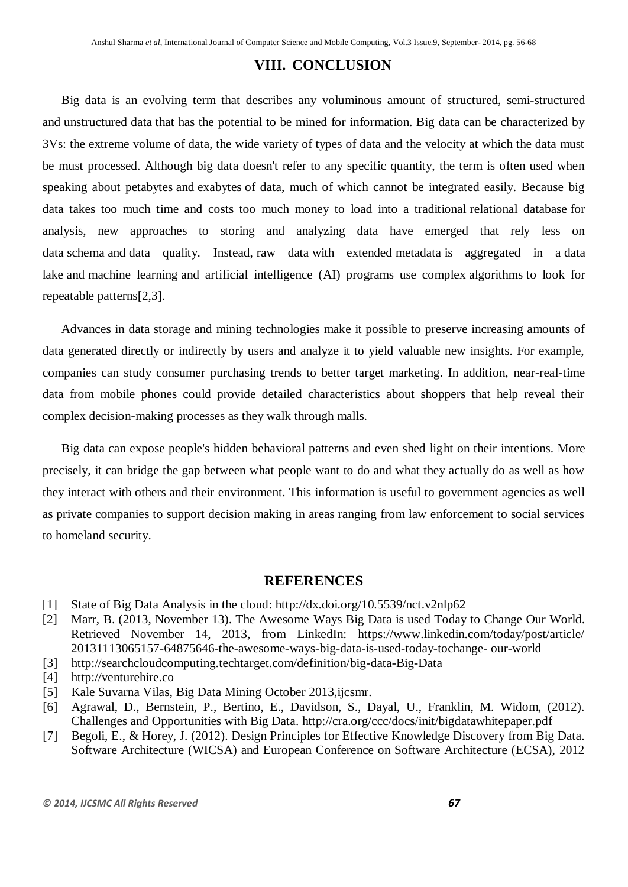## VIII. CONCLUSION

Big data is an evolving term that describes any voluminous amount of structured, semi-structured and unstructured data that has the potential to be mined for information. Big data can be characterized by 3Vs: the extreme volume of data, the wide variety of types of data and the velocity at which the data must be must processed. Although big data doesn't refer to any specific quantity, the term is often used when speaking about petabytes and exabytes of data, much of which cannot be integrated easily. Because big data takes too much time and costs too much money to load into a traditional relational database for analysis, new approaches to storing and analyzing data have emerged that rely less on data schema and data quality. Instead, raw data with extended metadata is aggregated in a data lake and machine learning and artificial intelligence (AI) programs use complex algorithms to look for repeatable patterns[2,3].

Advances in data storage and mining technologies make it possible to preserve increasing amounts of data generated directly or indirectly by users and analyze it to yield valuable new insights. For example, companies can study consumer purchasing trends to better target marketing. In addition, near-real-time data from mobile phones could provide detailed characteristics about shoppers that help reveal their complex decision-making processes as they walk through malls.

Big data can expose people's hidden behavioral patterns and even shed light on their intentions. More precisely, it can bridge the gap between what people want to do and what they actually do as well as how they interact with others and their environment. This information is useful to government agencies as well as private companies to support decision making in areas ranging from law enforcement to social services to homeland security.

## REFERENCES

[1] State of Big Data Analysis in the cloud: http://dx.doi.org/10.5539/nct.v2nlp62

[2] Marr, B. (2013, November 13). The Awesome Ways Big Data is used Today to Change Our World. Retrieved November 14, 2013, from LinkedIn: https://www.linkedin.com/today/post/article/20131113065157-64875646-the-awesome-ways-big-data-is-used-today-tochange- our-world

[3] http://searchcloudcomputing.techtarget.com/definition/big-data-Big-Data

[4] http://venturehire.co

[5] Kale Suvarna Vilas, Big Data Mining October 2013,ijcsmr.

[6] Agrawal, D., Bernstein, P., Bertino, E., Davidson, S., Dayal, U., Franklin, M. Widom, (2012). Challenges and Opportunities with Big Data. http://cra.org/ccc/docs/init/bigdatawhitepaper.pdf

[7] Begoli, E., & Horey, J. (2012). Design Principles for Effective Knowledge Discovery from Big Data. Software Architecture (WICSA) and European Conference on Software Architecture (ECSA), 2012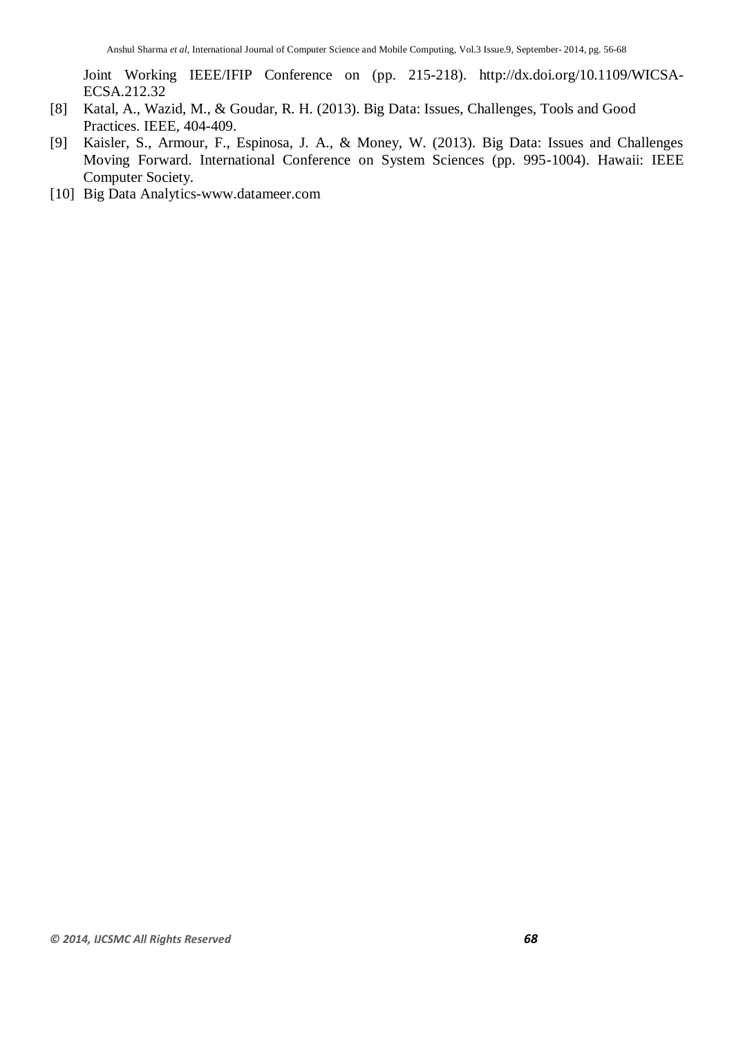Joint Working IEEE/IFIP Conference on (pp. 215-218). http://dx.doi.org/10.1109/WICSA-ECSA.212.32

[8] Katal, A., Wazid, M., & Goudar, R. H. (2013). Big Data: Issues, Challenges, Tools and Good Practices. IEEE, 404-409.

[9] Kaisler, S., Armour, F., Espinosa, J. A., & Money, W. (2013). Big Data: Issues and Challenges Moving Forward. International Conference on System Sciences (pp. 995-1004). Hawaii: IEEE Computer Society.

[10] Big Data Analytics-www.datameer.com